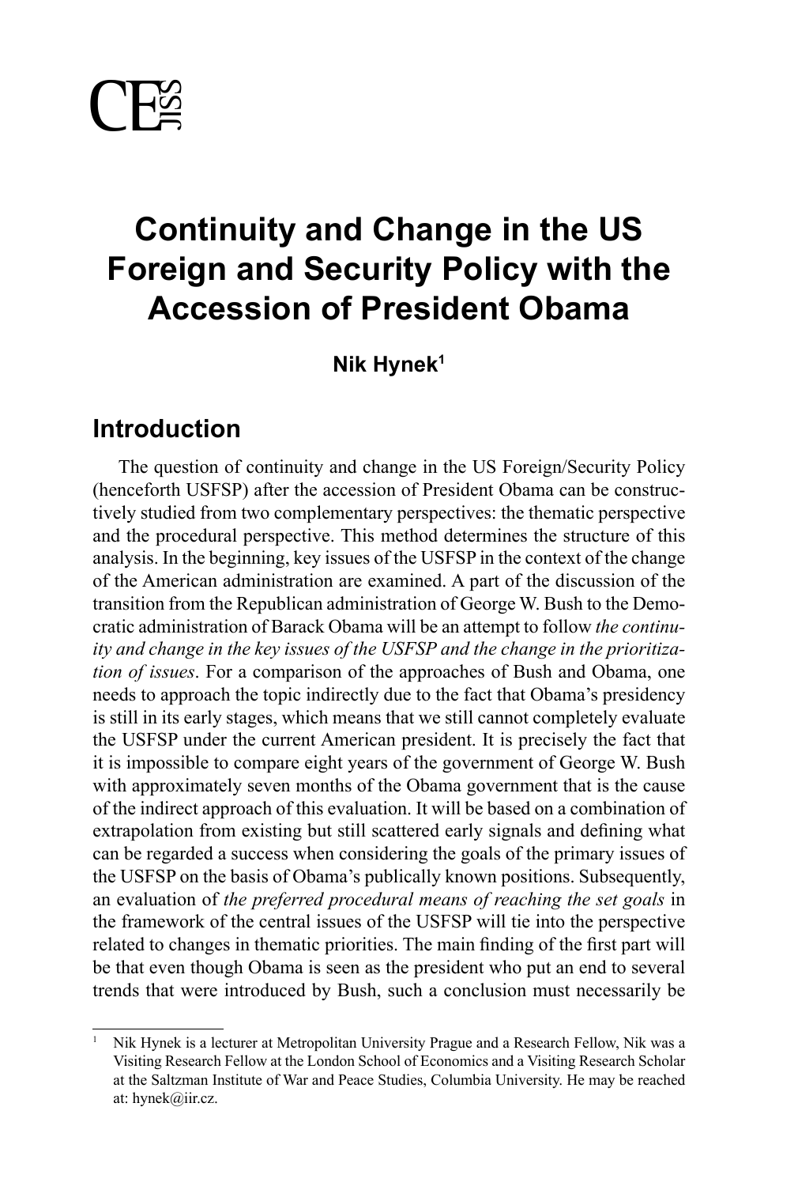# Continuity and Change in the US Foreign and Security Policy with the Accession of President Obama

**Nik Hynek**[1]

## Introduction

The question of continuity and change in the US Foreign/Security Policy (henceforth USFSP) after the accession of President Obama can be constructively studied from two complementary perspectives: the thematic perspective and the procedural perspective. This method determines the structure of this analysis. In the beginning, key issues of the USFSP in the context of the change of the American administration are examined. A part of the discussion of the transition from the Republican administration of George W. Bush to the Democratic administration of Barack Obama will be an attempt to follow *the continuity and change in the key issues of the USFSP and the change in the prioritization of issues*. For a comparison of the approaches of Bush and Obama, one needs to approach the topic indirectly due to the fact that Obama's presidency is still in its early stages, which means that we still cannot completely evaluate the USFSP under the current American president. It is precisely the fact that it is impossible to compare eight years of the government of George W. Bush with approximately seven months of the Obama government that is the cause of the indirect approach of this evaluation. It will be based on a combination of extrapolation from existing but still scattered early signals and defining what can be regarded a success when considering the goals of the primary issues of the USFSP on the basis of Obama's publically known positions. Subsequently, an evaluation of *the preferred procedural means of reaching the set goals* in the framework of the central issues of the USFSP will tie into the perspective related to changes in thematic priorities. The main finding of the first part will be that even though Obama is seen as the president who put an end to several trends that were introduced by Bush, such a conclusion must necessarily be

---

[1] Nik Hynek is a lecturer at Metropolitan University Prague and a Research Fellow, Nik was a Visiting Research Fellow at the London School of Economics and a Visiting Research Scholar at the Saltzman Institute of War and Peace Studies, Columbia University. He may be reached at: hynek@iir.cz.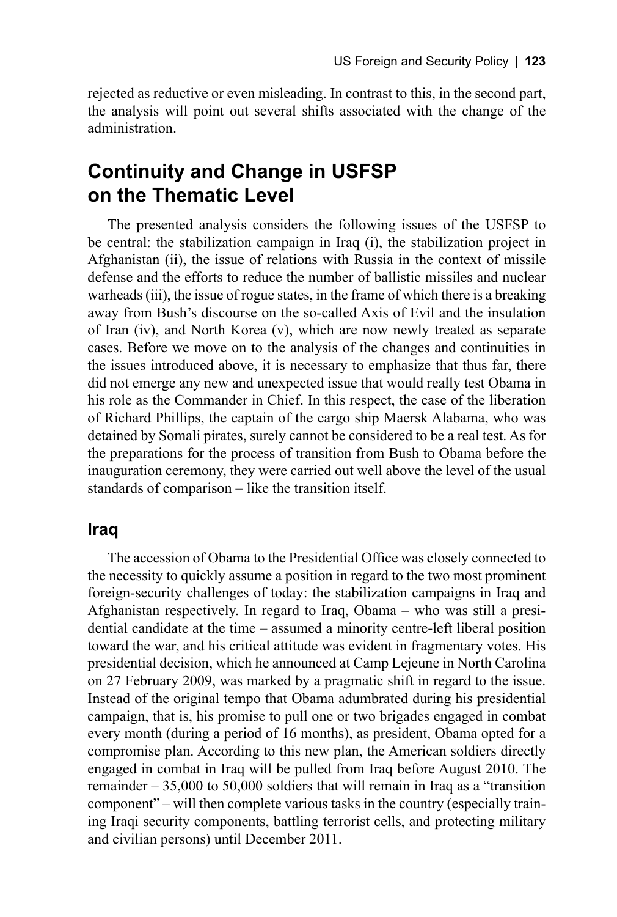rejected as reductive or even misleading. In contrast to this, in the second part, the analysis will point out several shifts associated with the change of the administration.

## Continuity and Change in USFSP on the Thematic Level

The presented analysis considers the following issues of the USFSP to be central: the stabilization campaign in Iraq (i), the stabilization project in Afghanistan (ii), the issue of relations with Russia in the context of missile defense and the efforts to reduce the number of ballistic missiles and nuclear warheads (iii), the issue of rogue states, in the frame of which there is a breaking away from Bush's discourse on the so-called Axis of Evil and the insulation of Iran (iv), and North Korea (v), which are now newly treated as separate cases. Before we move on to the analysis of the changes and continuities in the issues introduced above, it is necessary to emphasize that thus far, there did not emerge any new and unexpected issue that would really test Obama in his role as the Commander in Chief. In this respect, the case of the liberation of Richard Phillips, the captain of the cargo ship Maersk Alabama, who was detained by Somali pirates, surely cannot be considered to be a real test. As for the preparations for the process of transition from Bush to Obama before the inauguration ceremony, they were carried out well above the level of the usual standards of comparison – like the transition itself.

### Iraq

The accession of Obama to the Presidential Office was closely connected to the necessity to quickly assume a position in regard to the two most prominent foreign-security challenges of today: the stabilization campaigns in Iraq and Afghanistan respectively. In regard to Iraq, Obama – who was still a presidential candidate at the time – assumed a minority centre-left liberal position toward the war, and his critical attitude was evident in fragmentary votes. His presidential decision, which he announced at Camp Lejeune in North Carolina on 27 February 2009, was marked by a pragmatic shift in regard to the issue. Instead of the original tempo that Obama adumbrated during his presidential campaign, that is, his promise to pull one or two brigades engaged in combat every month (during a period of 16 months), as president, Obama opted for a compromise plan. According to this new plan, the American soldiers directly engaged in combat in Iraq will be pulled from Iraq before August 2010. The remainder – 35,000 to 50,000 soldiers that will remain in Iraq as a "transition component" – will then complete various tasks in the country (especially training Iraqi security components, battling terrorist cells, and protecting military and civilian persons) until December 2011.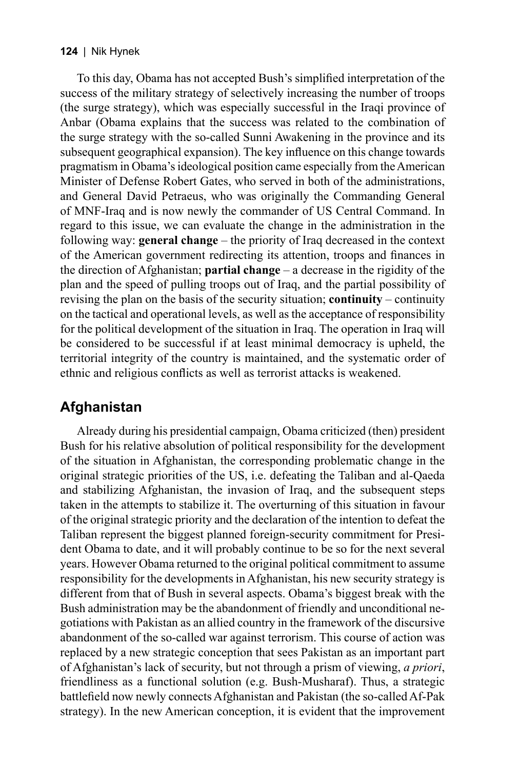To this day, Obama has not accepted Bush's simplified interpretation of the success of the military strategy of selectively increasing the number of troops (the surge strategy), which was especially successful in the Iraqi province of Anbar (Obama explains that the success was related to the combination of the surge strategy with the so-called Sunni Awakening in the province and its subsequent geographical expansion). The key influence on this change towards pragmatism in Obama's ideological position came especially from the American Minister of Defense Robert Gates, who served in both of the administrations, and General David Petraeus, who was originally the Commanding General of MNF-Iraq and is now newly the commander of US Central Command. In regard to this issue, we can evaluate the change in the administration in the following way: **general change** – the priority of Iraq decreased in the context of the American government redirecting its attention, troops and finances in the direction of Afghanistan; **partial change** – a decrease in the rigidity of the plan and the speed of pulling troops out of Iraq, and the partial possibility of revising the plan on the basis of the security situation; **continuity** – continuity on the tactical and operational levels, as well as the acceptance of responsibility for the political development of the situation in Iraq. The operation in Iraq will be considered to be successful if at least minimal democracy is upheld, the territorial integrity of the country is maintained, and the systematic order of ethnic and religious conflicts as well as terrorist attacks is weakened.

## Afghanistan

Already during his presidential campaign, Obama criticized (then) president Bush for his relative absolution of political responsibility for the development of the situation in Afghanistan, the corresponding problematic change in the original strategic priorities of the US, i.e. defeating the Taliban and al-Qaeda and stabilizing Afghanistan, the invasion of Iraq, and the subsequent steps taken in the attempts to stabilize it. The overturning of this situation in favour of the original strategic priority and the declaration of the intention to defeat the Taliban represent the biggest planned foreign-security commitment for President Obama to date, and it will probably continue to be so for the next several years. However Obama returned to the original political commitment to assume responsibility for the developments in Afghanistan, his new security strategy is different from that of Bush in several aspects. Obama's biggest break with the Bush administration may be the abandonment of friendly and unconditional negotiations with Pakistan as an allied country in the framework of the discursive abandonment of the so-called war against terrorism. This course of action was replaced by a new strategic conception that sees Pakistan as an important part of Afghanistan's lack of security, but not through a prism of viewing, *a priori*, friendliness as a functional solution (e.g. Bush-Musharaf). Thus, a strategic battlefield now newly connects Afghanistan and Pakistan (the so-called Af-Pak strategy). In the new American conception, it is evident that the improvement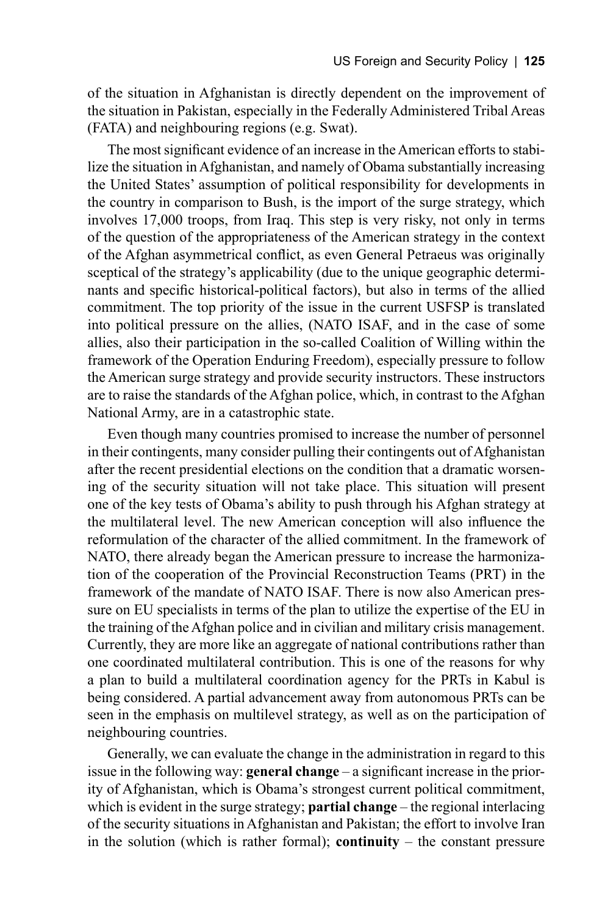of the situation in Afghanistan is directly dependent on the improvement of the situation in Pakistan, especially in the Federally Administered Tribal Areas (FATA) and neighbouring regions (e.g. Swat).

The most significant evidence of an increase in the American efforts to stabilize the situation in Afghanistan, and namely of Obama substantially increasing the United States' assumption of political responsibility for developments in the country in comparison to Bush, is the import of the surge strategy, which involves 17,000 troops, from Iraq. This step is very risky, not only in terms of the question of the appropriateness of the American strategy in the context of the Afghan asymmetrical conflict, as even General Petraeus was originally sceptical of the strategy's applicability (due to the unique geographic determinants and specific historical-political factors), but also in terms of the allied commitment. The top priority of the issue in the current USFSP is translated into political pressure on the allies, (NATO ISAF, and in the case of some allies, also their participation in the so-called Coalition of Willing within the framework of the Operation Enduring Freedom), especially pressure to follow the American surge strategy and provide security instructors. These instructors are to raise the standards of the Afghan police, which, in contrast to the Afghan National Army, are in a catastrophic state.

Even though many countries promised to increase the number of personnel in their contingents, many consider pulling their contingents out of Afghanistan after the recent presidential elections on the condition that a dramatic worsening of the security situation will not take place. This situation will present one of the key tests of Obama's ability to push through his Afghan strategy at the multilateral level. The new American conception will also influence the reformulation of the character of the allied commitment. In the framework of NATO, there already began the American pressure to increase the harmonization of the cooperation of the Provincial Reconstruction Teams (PRT) in the framework of the mandate of NATO ISAF. There is now also American pressure on EU specialists in terms of the plan to utilize the expertise of the EU in the training of the Afghan police and in civilian and military crisis management. Currently, they are more like an aggregate of national contributions rather than one coordinated multilateral contribution. This is one of the reasons for why a plan to build a multilateral coordination agency for the PRTs in Kabul is being considered. A partial advancement away from autonomous PRTs can be seen in the emphasis on multilevel strategy, as well as on the participation of neighbouring countries.

Generally, we can evaluate the change in the administration in regard to this issue in the following way: **general change** – a significant increase in the priority of Afghanistan, which is Obama's strongest current political commitment, which is evident in the surge strategy; **partial change** – the regional interlacing of the security situations in Afghanistan and Pakistan; the effort to involve Iran in the solution (which is rather formal); **continuity** – the constant pressure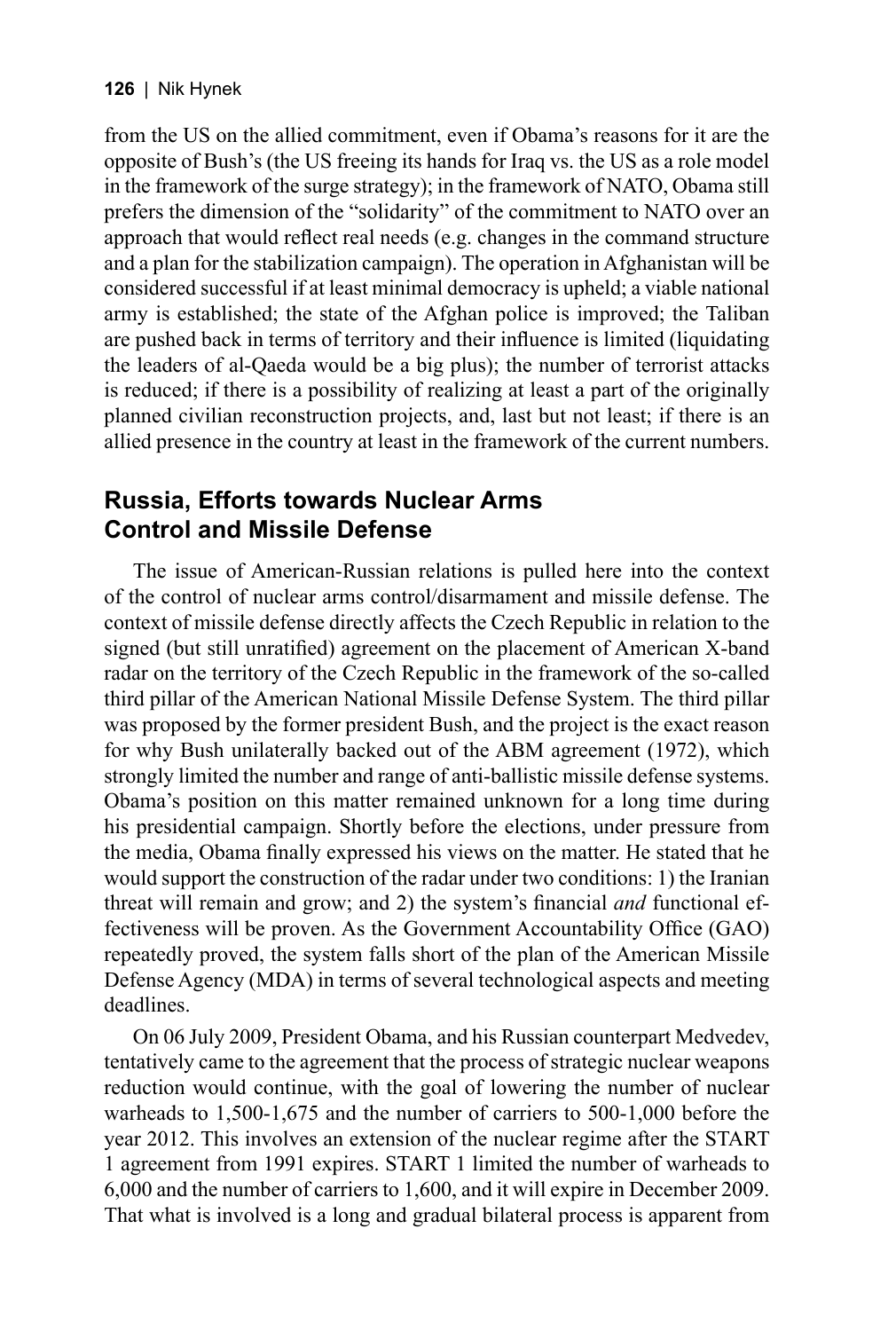from the US on the allied commitment, even if Obama's reasons for it are the opposite of Bush's (the US freeing its hands for Iraq vs. the US as a role model in the framework of the surge strategy); in the framework of NATO, Obama still prefers the dimension of the "solidarity" of the commitment to NATO over an approach that would reflect real needs (e.g. changes in the command structure and a plan for the stabilization campaign). The operation in Afghanistan will be considered successful if at least minimal democracy is upheld; a viable national army is established; the state of the Afghan police is improved; the Taliban are pushed back in terms of territory and their influence is limited (liquidating the leaders of al-Qaeda would be a big plus); the number of terrorist attacks is reduced; if there is a possibility of realizing at least a part of the originally planned civilian reconstruction projects, and, last but not least; if there is an allied presence in the country at least in the framework of the current numbers.

## Russia, Efforts towards Nuclear Arms Control and Missile Defense

The issue of American-Russian relations is pulled here into the context of the control of nuclear arms control/disarmament and missile defense. The context of missile defense directly affects the Czech Republic in relation to the signed (but still unratified) agreement on the placement of American X-band radar on the territory of the Czech Republic in the framework of the so-called third pillar of the American National Missile Defense System. The third pillar was proposed by the former president Bush, and the project is the exact reason for why Bush unilaterally backed out of the ABM agreement (1972), which strongly limited the number and range of anti-ballistic missile defense systems. Obama's position on this matter remained unknown for a long time during his presidential campaign. Shortly before the elections, under pressure from the media, Obama finally expressed his views on the matter. He stated that he would support the construction of the radar under two conditions: 1) the Iranian threat will remain and grow; and 2) the system's financial *and* functional effectiveness will be proven. As the Government Accountability Office (GAO) repeatedly proved, the system falls short of the plan of the American Missile Defense Agency (MDA) in terms of several technological aspects and meeting deadlines.

On 06 July 2009, President Obama, and his Russian counterpart Medvedev, tentatively came to the agreement that the process of strategic nuclear weapons reduction would continue, with the goal of lowering the number of nuclear warheads to 1,500-1,675 and the number of carriers to 500-1,000 before the year 2012. This involves an extension of the nuclear regime after the START 1 agreement from 1991 expires. START 1 limited the number of warheads to 6,000 and the number of carriers to 1,600, and it will expire in December 2009. That what is involved is a long and gradual bilateral process is apparent from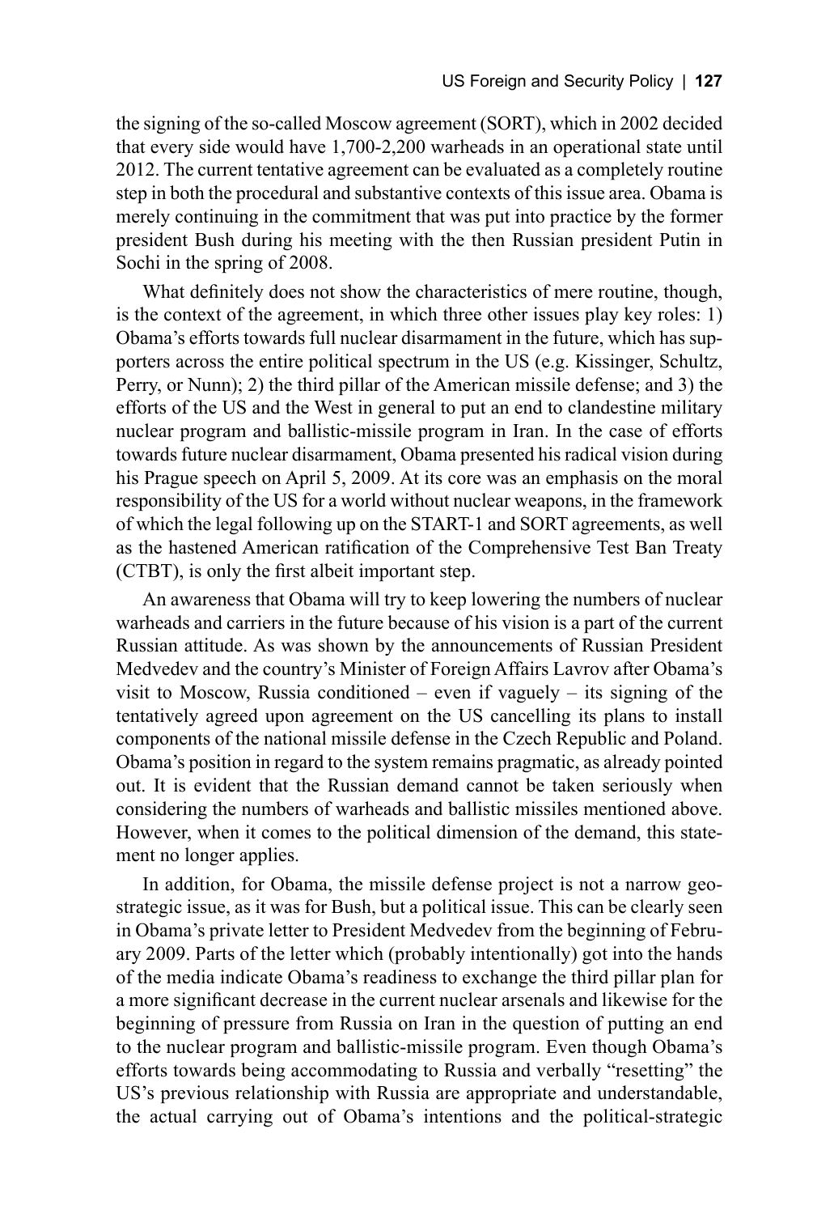the signing of the so-called Moscow agreement (SORT), which in 2002 decided that every side would have 1,700-2,200 warheads in an operational state until 2012. The current tentative agreement can be evaluated as a completely routine step in both the procedural and substantive contexts of this issue area. Obama is merely continuing in the commitment that was put into practice by the former president Bush during his meeting with the then Russian president Putin in Sochi in the spring of 2008.

What definitely does not show the characteristics of mere routine, though, is the context of the agreement, in which three other issues play key roles: 1) Obama's efforts towards full nuclear disarmament in the future, which has supporters across the entire political spectrum in the US (e.g. Kissinger, Schultz, Perry, or Nunn); 2) the third pillar of the American missile defense; and 3) the efforts of the US and the West in general to put an end to clandestine military nuclear program and ballistic-missile program in Iran. In the case of efforts towards future nuclear disarmament, Obama presented his radical vision during his Prague speech on April 5, 2009. At its core was an emphasis on the moral responsibility of the US for a world without nuclear weapons, in the framework of which the legal following up on the START-1 and SORT agreements, as well as the hastened American ratification of the Comprehensive Test Ban Treaty (CTBT), is only the first albeit important step.

An awareness that Obama will try to keep lowering the numbers of nuclear warheads and carriers in the future because of his vision is a part of the current Russian attitude. As was shown by the announcements of Russian President Medvedev and the country's Minister of Foreign Affairs Lavrov after Obama's visit to Moscow, Russia conditioned – even if vaguely – its signing of the tentatively agreed upon agreement on the US cancelling its plans to install components of the national missile defense in the Czech Republic and Poland. Obama's position in regard to the system remains pragmatic, as already pointed out. It is evident that the Russian demand cannot be taken seriously when considering the numbers of warheads and ballistic missiles mentioned above. However, when it comes to the political dimension of the demand, this statement no longer applies.

In addition, for Obama, the missile defense project is not a narrow geostrategic issue, as it was for Bush, but a political issue. This can be clearly seen in Obama's private letter to President Medvedev from the beginning of February 2009. Parts of the letter which (probably intentionally) got into the hands of the media indicate Obama's readiness to exchange the third pillar plan for a more significant decrease in the current nuclear arsenals and likewise for the beginning of pressure from Russia on Iran in the question of putting an end to the nuclear program and ballistic-missile program. Even though Obama's efforts towards being accommodating to Russia and verbally "resetting" the US's previous relationship with Russia are appropriate and understandable, the actual carrying out of Obama's intentions and the political-strategic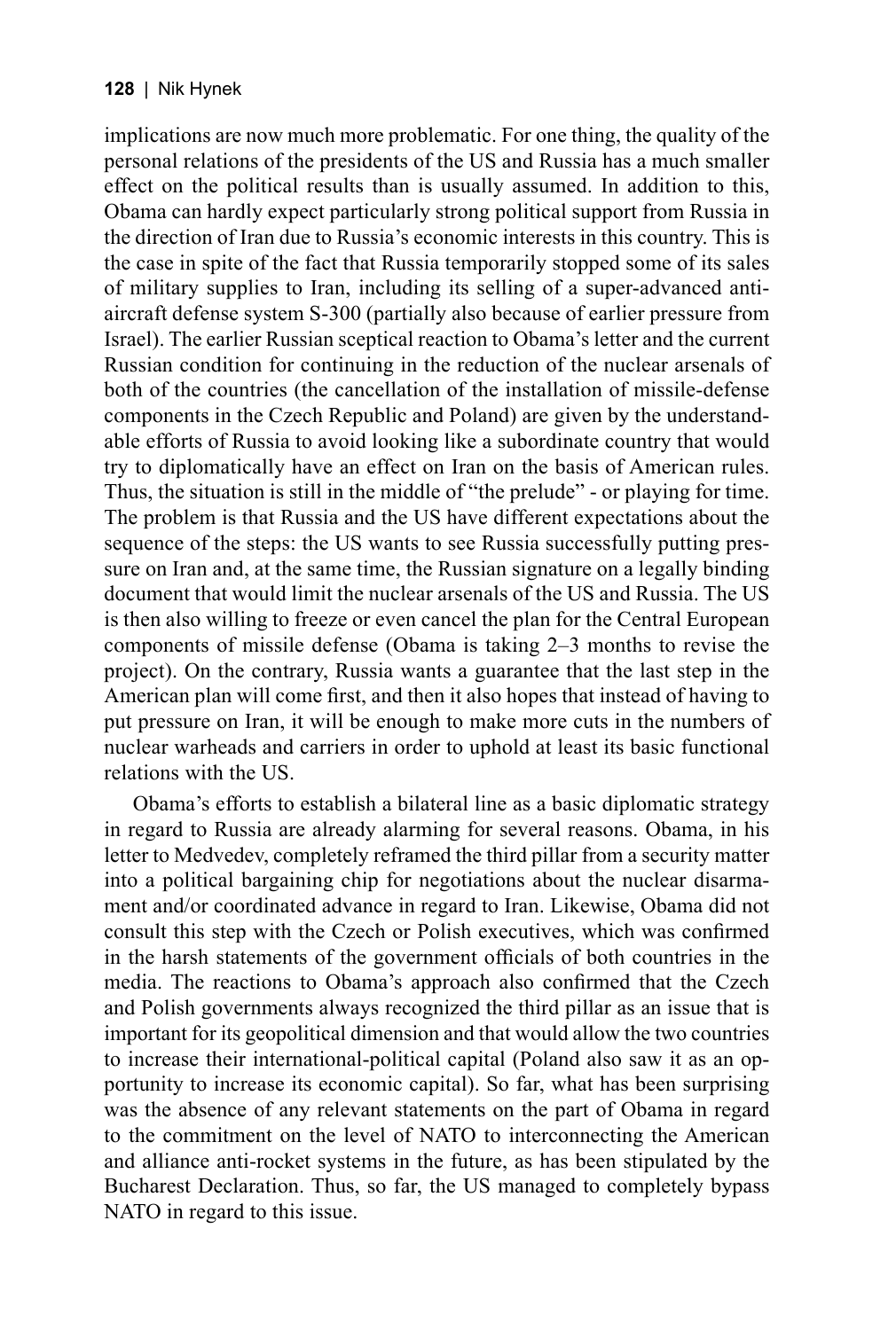implications are now much more problematic. For one thing, the quality of the personal relations of the presidents of the US and Russia has a much smaller effect on the political results than is usually assumed. In addition to this, Obama can hardly expect particularly strong political support from Russia in the direction of Iran due to Russia's economic interests in this country. This is the case in spite of the fact that Russia temporarily stopped some of its sales of military supplies to Iran, including its selling of a super-advanced anti-aircraft defense system S-300 (partially also because of earlier pressure from Israel). The earlier Russian sceptical reaction to Obama's letter and the current Russian condition for continuing in the reduction of the nuclear arsenals of both of the countries (the cancellation of the installation of missile-defense components in the Czech Republic and Poland) are given by the understandable efforts of Russia to avoid looking like a subordinate country that would try to diplomatically have an effect on Iran on the basis of American rules. Thus, the situation is still in the middle of "the prelude" - or playing for time. The problem is that Russia and the US have different expectations about the sequence of the steps: the US wants to see Russia successfully putting pressure on Iran and, at the same time, the Russian signature on a legally binding document that would limit the nuclear arsenals of the US and Russia. The US is then also willing to freeze or even cancel the plan for the Central European components of missile defense (Obama is taking 2–3 months to revise the project). On the contrary, Russia wants a guarantee that the last step in the American plan will come first, and then it also hopes that instead of having to put pressure on Iran, it will be enough to make more cuts in the numbers of nuclear warheads and carriers in order to uphold at least its basic functional relations with the US.

Obama's efforts to establish a bilateral line as a basic diplomatic strategy in regard to Russia are already alarming for several reasons. Obama, in his letter to Medvedev, completely reframed the third pillar from a security matter into a political bargaining chip for negotiations about the nuclear disarmament and/or coordinated advance in regard to Iran. Likewise, Obama did not consult this step with the Czech or Polish executives, which was confirmed in the harsh statements of the government officials of both countries in the media. The reactions to Obama's approach also confirmed that the Czech and Polish governments always recognized the third pillar as an issue that is important for its geopolitical dimension and that would allow the two countries to increase their international-political capital (Poland also saw it as an opportunity to increase its economic capital). So far, what has been surprising was the absence of any relevant statements on the part of Obama in regard to the commitment on the level of NATO to interconnecting the American and alliance anti-rocket systems in the future, as has been stipulated by the Bucharest Declaration. Thus, so far, the US managed to completely bypass NATO in regard to this issue.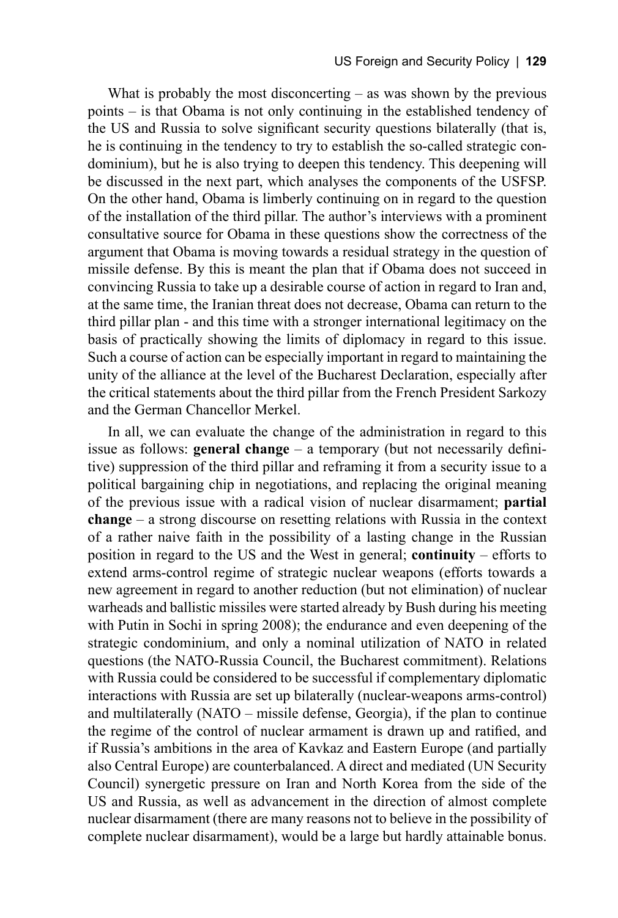What is probably the most disconcerting – as was shown by the previous points – is that Obama is not only continuing in the established tendency of the US and Russia to solve significant security questions bilaterally (that is, he is continuing in the tendency to try to establish the so-called strategic condominium), but he is also trying to deepen this tendency. This deepening will be discussed in the next part, which analyses the components of the USFSP. On the other hand, Obama is limberly continuing on in regard to the question of the installation of the third pillar. The author's interviews with a prominent consultative source for Obama in these questions show the correctness of the argument that Obama is moving towards a residual strategy in the question of missile defense. By this is meant the plan that if Obama does not succeed in convincing Russia to take up a desirable course of action in regard to Iran and, at the same time, the Iranian threat does not decrease, Obama can return to the third pillar plan - and this time with a stronger international legitimacy on the basis of practically showing the limits of diplomacy in regard to this issue. Such a course of action can be especially important in regard to maintaining the unity of the alliance at the level of the Bucharest Declaration, especially after the critical statements about the third pillar from the French President Sarkozy and the German Chancellor Merkel.

In all, we can evaluate the change of the administration in regard to this issue as follows: **general change** – a temporary (but not necessarily definitive) suppression of the third pillar and reframing it from a security issue to a political bargaining chip in negotiations, and replacing the original meaning of the previous issue with a radical vision of nuclear disarmament; **partial change** – a strong discourse on resetting relations with Russia in the context of a rather naive faith in the possibility of a lasting change in the Russian position in regard to the US and the West in general; **continuity** – efforts to extend arms-control regime of strategic nuclear weapons (efforts towards a new agreement in regard to another reduction (but not elimination) of nuclear warheads and ballistic missiles were started already by Bush during his meeting with Putin in Sochi in spring 2008); the endurance and even deepening of the strategic condominium, and only a nominal utilization of NATO in related questions (the NATO-Russia Council, the Bucharest commitment). Relations with Russia could be considered to be successful if complementary diplomatic interactions with Russia are set up bilaterally (nuclear-weapons arms-control) and multilaterally (NATO – missile defense, Georgia), if the plan to continue the regime of the control of nuclear armament is drawn up and ratified, and if Russia's ambitions in the area of Kavkaz and Eastern Europe (and partially also Central Europe) are counterbalanced. A direct and mediated (UN Security Council) synergetic pressure on Iran and North Korea from the side of the US and Russia, as well as advancement in the direction of almost complete nuclear disarmament (there are many reasons not to believe in the possibility of complete nuclear disarmament), would be a large but hardly attainable bonus.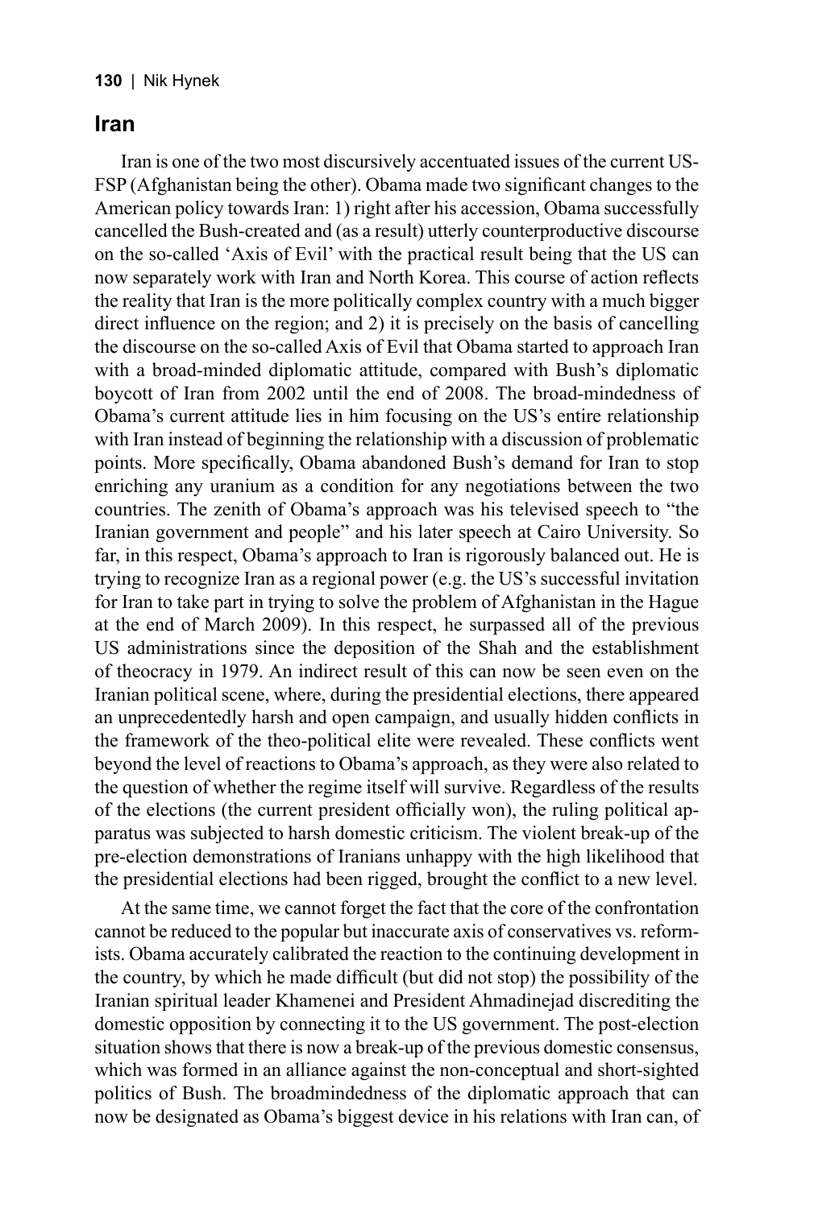## Iran

Iran is one of the two most discursively accentuated issues of the current US-FSP (Afghanistan being the other). Obama made two significant changes to the American policy towards Iran: 1) right after his accession, Obama successfully cancelled the Bush-created and (as a result) utterly counterproductive discourse on the so-called 'Axis of Evil' with the practical result being that the US can now separately work with Iran and North Korea. This course of action reflects the reality that Iran is the more politically complex country with a much bigger direct influence on the region; and 2) it is precisely on the basis of cancelling the discourse on the so-called Axis of Evil that Obama started to approach Iran with a broad-minded diplomatic attitude, compared with Bush's diplomatic boycott of Iran from 2002 until the end of 2008. The broad-mindedness of Obama's current attitude lies in him focusing on the US's entire relationship with Iran instead of beginning the relationship with a discussion of problematic points. More specifically, Obama abandoned Bush's demand for Iran to stop enriching any uranium as a condition for any negotiations between the two countries. The zenith of Obama's approach was his televised speech to "the Iranian government and people" and his later speech at Cairo University. So far, in this respect, Obama's approach to Iran is rigorously balanced out. He is trying to recognize Iran as a regional power (e.g. the US's successful invitation for Iran to take part in trying to solve the problem of Afghanistan in the Hague at the end of March 2009). In this respect, he surpassed all of the previous US administrations since the deposition of the Shah and the establishment of theocracy in 1979. An indirect result of this can now be seen even on the Iranian political scene, where, during the presidential elections, there appeared an unprecedentedly harsh and open campaign, and usually hidden conflicts in the framework of the theo-political elite were revealed. These conflicts went beyond the level of reactions to Obama's approach, as they were also related to the question of whether the regime itself will survive. Regardless of the results of the elections (the current president officially won), the ruling political apparatus was subjected to harsh domestic criticism. The violent break-up of the pre-election demonstrations of Iranians unhappy with the high likelihood that the presidential elections had been rigged, brought the conflict to a new level.

At the same time, we cannot forget the fact that the core of the confrontation cannot be reduced to the popular but inaccurate axis of conservatives vs. reformists. Obama accurately calibrated the reaction to the continuing development in the country, by which he made difficult (but did not stop) the possibility of the Iranian spiritual leader Khamenei and President Ahmadinejad discrediting the domestic opposition by connecting it to the US government. The post-election situation shows that there is now a break-up of the previous domestic consensus, which was formed in an alliance against the non-conceptual and short-sighted politics of Bush. The broadmindedness of the diplomatic approach that can now be designated as Obama's biggest device in his relations with Iran can, of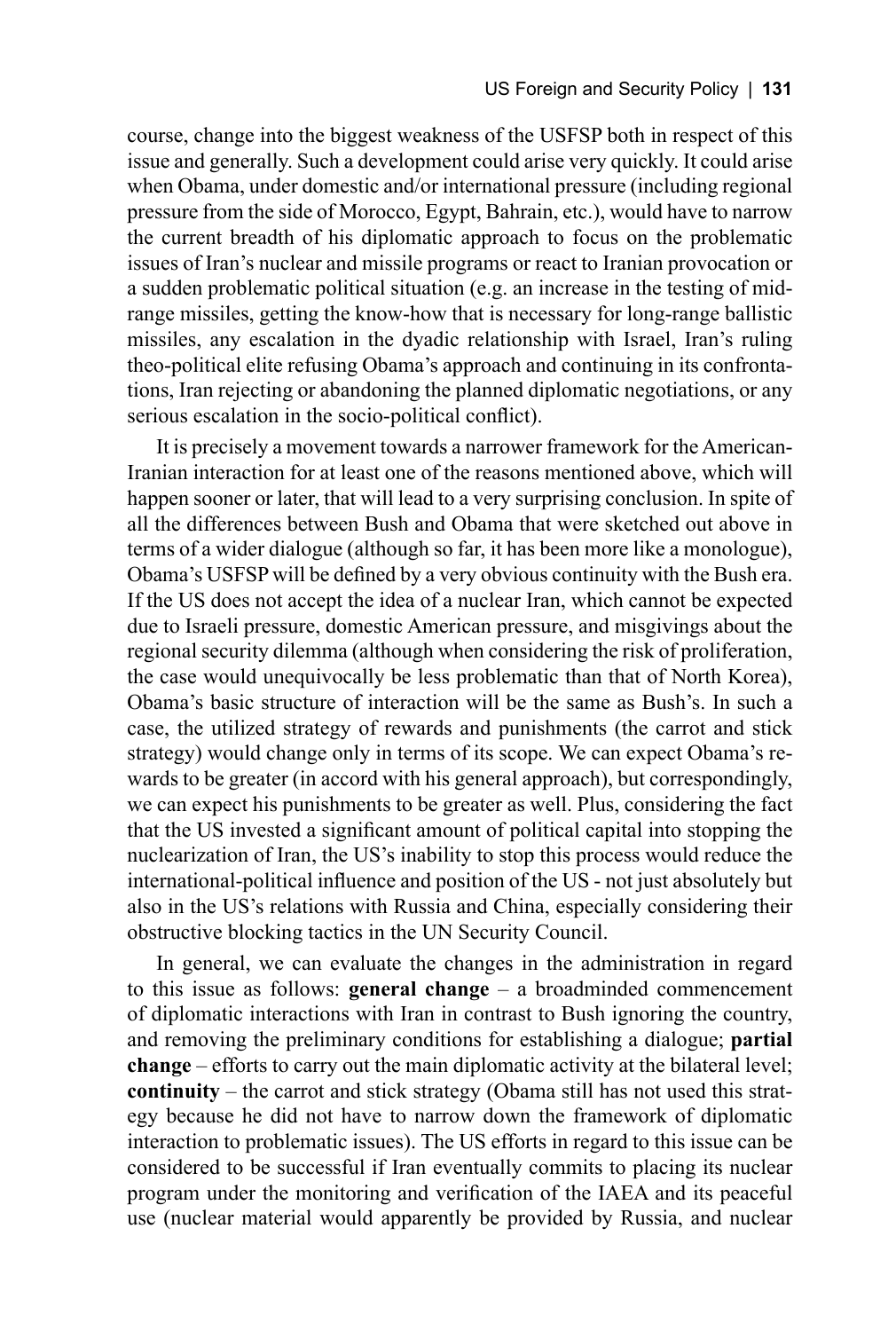course, change into the biggest weakness of the USFSP both in respect of this issue and generally. Such a development could arise very quickly. It could arise when Obama, under domestic and/or international pressure (including regional pressure from the side of Morocco, Egypt, Bahrain, etc.), would have to narrow the current breadth of his diplomatic approach to focus on the problematic issues of Iran's nuclear and missile programs or react to Iranian provocation or a sudden problematic political situation (e.g. an increase in the testing of mid-range missiles, getting the know-how that is necessary for long-range ballistic missiles, any escalation in the dyadic relationship with Israel, Iran's ruling theo-political elite refusing Obama's approach and continuing in its confrontations, Iran rejecting or abandoning the planned diplomatic negotiations, or any serious escalation in the socio-political conflict).

It is precisely a movement towards a narrower framework for the American-Iranian interaction for at least one of the reasons mentioned above, which will happen sooner or later, that will lead to a very surprising conclusion. In spite of all the differences between Bush and Obama that were sketched out above in terms of a wider dialogue (although so far, it has been more like a monologue), Obama's USFSP will be defined by a very obvious continuity with the Bush era. If the US does not accept the idea of a nuclear Iran, which cannot be expected due to Israeli pressure, domestic American pressure, and misgivings about the regional security dilemma (although when considering the risk of proliferation, the case would unequivocally be less problematic than that of North Korea), Obama's basic structure of interaction will be the same as Bush's. In such a case, the utilized strategy of rewards and punishments (the carrot and stick strategy) would change only in terms of its scope. We can expect Obama's rewards to be greater (in accord with his general approach), but correspondingly, we can expect his punishments to be greater as well. Plus, considering the fact that the US invested a significant amount of political capital into stopping the nuclearization of Iran, the US's inability to stop this process would reduce the international-political influence and position of the US - not just absolutely but also in the US's relations with Russia and China, especially considering their obstructive blocking tactics in the UN Security Council.

In general, we can evaluate the changes in the administration in regard to this issue as follows: **general change** – a broadminded commencement of diplomatic interactions with Iran in contrast to Bush ignoring the country, and removing the preliminary conditions for establishing a dialogue; **partial change** – efforts to carry out the main diplomatic activity at the bilateral level; **continuity** – the carrot and stick strategy (Obama still has not used this strategy because he did not have to narrow down the framework of diplomatic interaction to problematic issues). The US efforts in regard to this issue can be considered to be successful if Iran eventually commits to placing its nuclear program under the monitoring and verification of the IAEA and its peaceful use (nuclear material would apparently be provided by Russia, and nuclear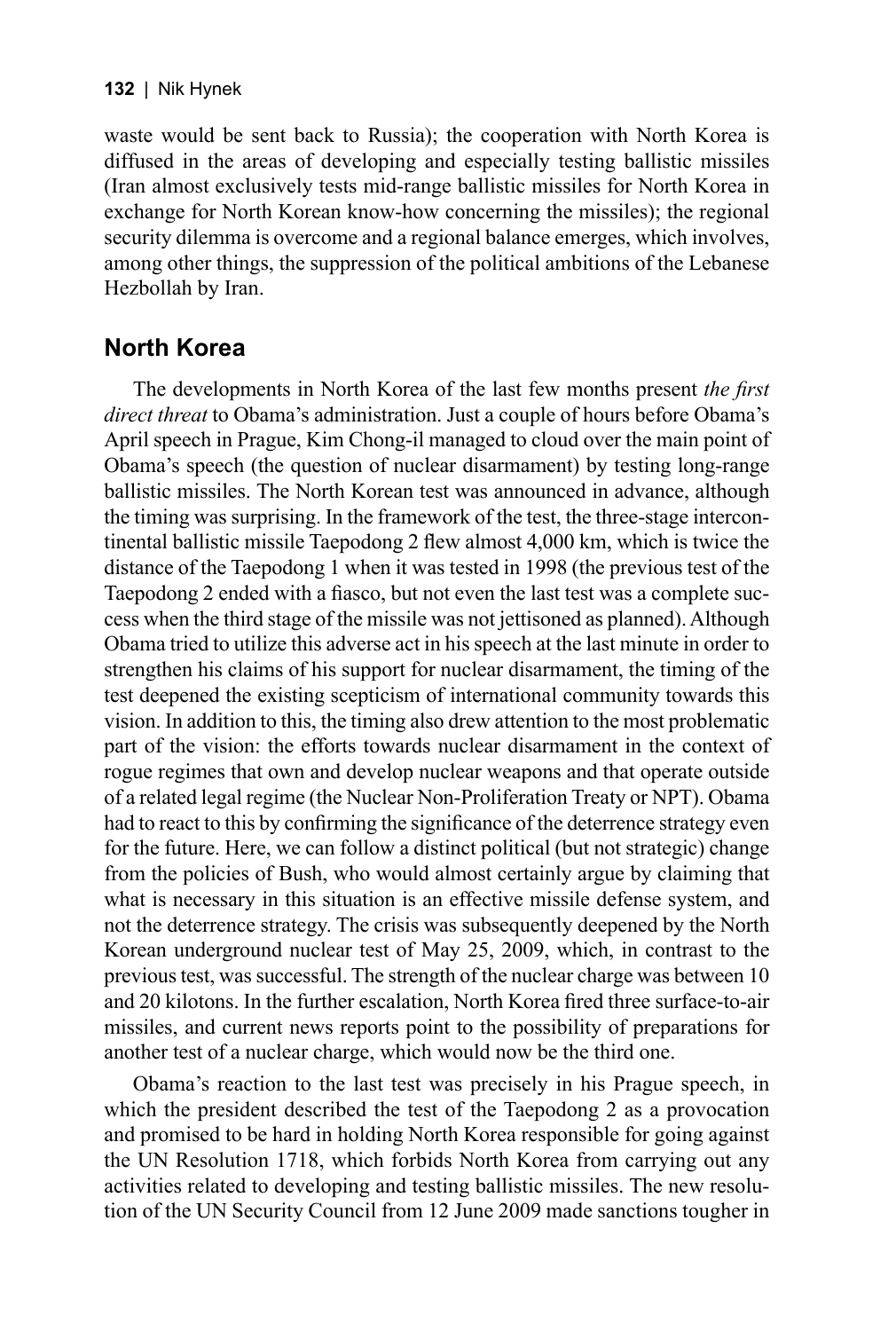waste would be sent back to Russia); the cooperation with North Korea is diffused in the areas of developing and especially testing ballistic missiles (Iran almost exclusively tests mid-range ballistic missiles for North Korea in exchange for North Korean know-how concerning the missiles); the regional security dilemma is overcome and a regional balance emerges, which involves, among other things, the suppression of the political ambitions of the Lebanese Hezbollah by Iran.

## North Korea

The developments in North Korea of the last few months present *the first direct threat* to Obama's administration. Just a couple of hours before Obama's April speech in Prague, Kim Chong-il managed to cloud over the main point of Obama's speech (the question of nuclear disarmament) by testing long-range ballistic missiles. The North Korean test was announced in advance, although the timing was surprising. In the framework of the test, the three-stage intercontinental ballistic missile Taepodong 2 flew almost 4,000 km, which is twice the distance of the Taepodong 1 when it was tested in 1998 (the previous test of the Taepodong 2 ended with a fiasco, but not even the last test was a complete success when the third stage of the missile was not jettisoned as planned). Although Obama tried to utilize this adverse act in his speech at the last minute in order to strengthen his claims of his support for nuclear disarmament, the timing of the test deepened the existing scepticism of international community towards this vision. In addition to this, the timing also drew attention to the most problematic part of the vision: the efforts towards nuclear disarmament in the context of rogue regimes that own and develop nuclear weapons and that operate outside of a related legal regime (the Nuclear Non-Proliferation Treaty or NPT). Obama had to react to this by confirming the significance of the deterrence strategy even for the future. Here, we can follow a distinct political (but not strategic) change from the policies of Bush, who would almost certainly argue by claiming that what is necessary in this situation is an effective missile defense system, and not the deterrence strategy. The crisis was subsequently deepened by the North Korean underground nuclear test of May 25, 2009, which, in contrast to the previous test, was successful. The strength of the nuclear charge was between 10 and 20 kilotons. In the further escalation, North Korea fired three surface-to-air missiles, and current news reports point to the possibility of preparations for another test of a nuclear charge, which would now be the third one.

Obama's reaction to the last test was precisely in his Prague speech, in which the president described the test of the Taepodong 2 as a provocation and promised to be hard in holding North Korea responsible for going against the UN Resolution 1718, which forbids North Korea from carrying out any activities related to developing and testing ballistic missiles. The new resolution of the UN Security Council from 12 June 2009 made sanctions tougher in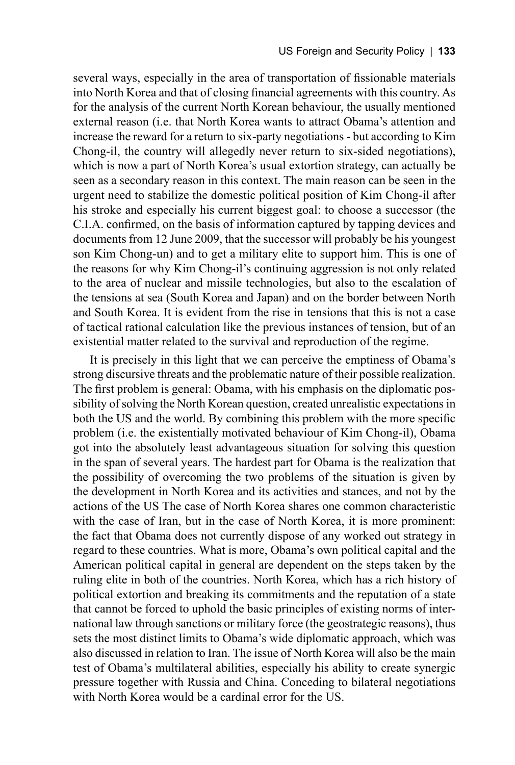several ways, especially in the area of transportation of fissionable materials into North Korea and that of closing financial agreements with this country. As for the analysis of the current North Korean behaviour, the usually mentioned external reason (i.e. that North Korea wants to attract Obama's attention and increase the reward for a return to six-party negotiations - but according to Kim Chong-il, the country will allegedly never return to six-sided negotiations), which is now a part of North Korea's usual extortion strategy, can actually be seen as a secondary reason in this context. The main reason can be seen in the urgent need to stabilize the domestic political position of Kim Chong-il after his stroke and especially his current biggest goal: to choose a successor (the C.I.A. confirmed, on the basis of information captured by tapping devices and documents from 12 June 2009, that the successor will probably be his youngest son Kim Chong-un) and to get a military elite to support him. This is one of the reasons for why Kim Chong-il's continuing aggression is not only related to the area of nuclear and missile technologies, but also to the escalation of the tensions at sea (South Korea and Japan) and on the border between North and South Korea. It is evident from the rise in tensions that this is not a case of tactical rational calculation like the previous instances of tension, but of an existential matter related to the survival and reproduction of the regime.

It is precisely in this light that we can perceive the emptiness of Obama's strong discursive threats and the problematic nature of their possible realization. The first problem is general: Obama, with his emphasis on the diplomatic possibility of solving the North Korean question, created unrealistic expectations in both the US and the world. By combining this problem with the more specific problem (i.e. the existentially motivated behaviour of Kim Chong-il), Obama got into the absolutely least advantageous situation for solving this question in the span of several years. The hardest part for Obama is the realization that the possibility of overcoming the two problems of the situation is given by the development in North Korea and its activities and stances, and not by the actions of the US The case of North Korea shares one common characteristic with the case of Iran, but in the case of North Korea, it is more prominent: the fact that Obama does not currently dispose of any worked out strategy in regard to these countries. What is more, Obama's own political capital and the American political capital in general are dependent on the steps taken by the ruling elite in both of the countries. North Korea, which has a rich history of political extortion and breaking its commitments and the reputation of a state that cannot be forced to uphold the basic principles of existing norms of international law through sanctions or military force (the geostrategic reasons), thus sets the most distinct limits to Obama's wide diplomatic approach, which was also discussed in relation to Iran. The issue of North Korea will also be the main test of Obama's multilateral abilities, especially his ability to create synergic pressure together with Russia and China. Conceding to bilateral negotiations with North Korea would be a cardinal error for the US.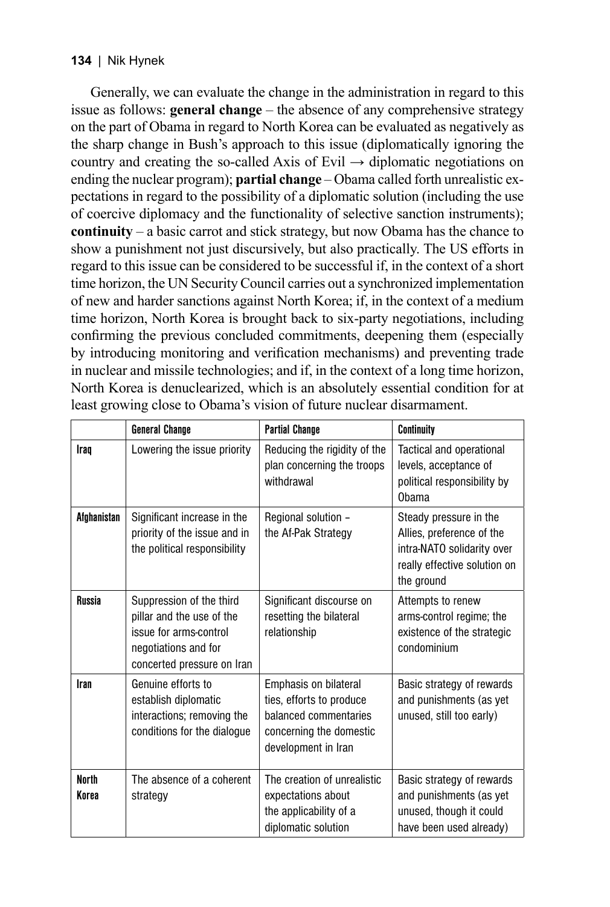Generally, we can evaluate the change in the administration in regard to this issue as follows: **general change** – the absence of any comprehensive strategy on the part of Obama in regard to North Korea can be evaluated as negatively as the sharp change in Bush's approach to this issue (diplomatically ignoring the country and creating the so-called Axis of Evil → diplomatic negotiations on ending the nuclear program); **partial change** – Obama called forth unrealistic expectations in regard to the possibility of a diplomatic solution (including the use of coercive diplomacy and the functionality of selective sanction instruments); **continuity** – a basic carrot and stick strategy, but now Obama has the chance to show a punishment not just discursively, but also practically. The US efforts in regard to this issue can be considered to be successful if, in the context of a short time horizon, the UN Security Council carries out a synchronized implementation of new and harder sanctions against North Korea; if, in the context of a medium time horizon, North Korea is brought back to six-party negotiations, including confirming the previous concluded commitments, deepening them (especially by introducing monitoring and verification mechanisms) and preventing trade in nuclear and missile technologies; and if, in the context of a long time horizon, North Korea is denuclearized, which is an absolutely essential condition for at least growing close to Obama's vision of future nuclear disarmament.

| | General Change | Partial Change | Continuity |
|---|---|---|---|
| Iraq | Lowering the issue priority | Reducing the rigidity of the plan concerning the troops withdrawal | Tactical and operational levels, acceptance of political responsibility by Obama |
| Afghanistan | Significant increase in the priority of the issue and in the political responsibility | Regional solution – the Af-Pak Strategy | Steady pressure in the Allies, preference of the intra-NATO solidarity over really effective solution on the ground |
| Russia | Suppression of the third pillar and the use of the issue for arms-control negotiations and for concerted pressure on Iran | Significant discourse on resetting the bilateral relationship | Attempts to renew arms-control regime; the existence of the strategic condominium |
| Iran | Genuine efforts to establish diplomatic interactions; removing the conditions for the dialogue | Emphasis on bilateral ties, efforts to produce balanced commentaries concerning the domestic development in Iran | Basic strategy of rewards and punishments (as yet unused, still too early) |
| North Korea | The absence of a coherent strategy | The creation of unrealistic expectations about the applicability of a diplomatic solution | Basic strategy of rewards and punishments (as yet unused, though it could have been used already) |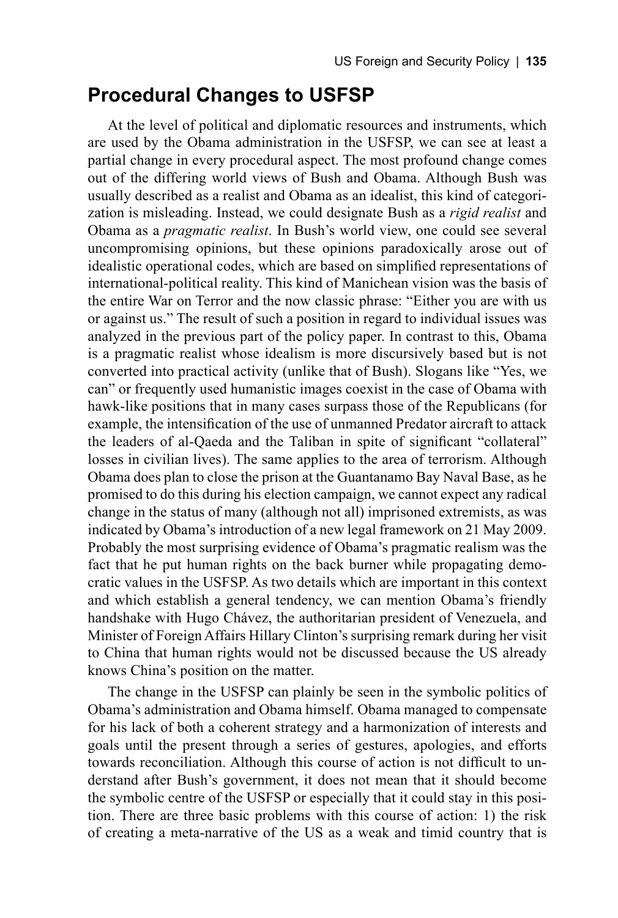## Procedural Changes to USFSP

At the level of political and diplomatic resources and instruments, which are used by the Obama administration in the USFSP, we can see at least a partial change in every procedural aspect. The most profound change comes out of the differing world views of Bush and Obama. Although Bush was usually described as a realist and Obama as an idealist, this kind of categorization is misleading. Instead, we could designate Bush as a *rigid realist* and Obama as a *pragmatic realist*. In Bush's world view, one could see several uncompromising opinions, but these opinions paradoxically arose out of idealistic operational codes, which are based on simplified representations of international-political reality. This kind of Manichean vision was the basis of the entire War on Terror and the now classic phrase: "Either you are with us or against us." The result of such a position in regard to individual issues was analyzed in the previous part of the policy paper. In contrast to this, Obama is a pragmatic realist whose idealism is more discursively based but is not converted into practical activity (unlike that of Bush). Slogans like "Yes, we can" or frequently used humanistic images coexist in the case of Obama with hawk-like positions that in many cases surpass those of the Republicans (for example, the intensification of the use of unmanned Predator aircraft to attack the leaders of al-Qaeda and the Taliban in spite of significant "collateral" losses in civilian lives). The same applies to the area of terrorism. Although Obama does plan to close the prison at the Guantanamo Bay Naval Base, as he promised to do this during his election campaign, we cannot expect any radical change in the status of many (although not all) imprisoned extremists, as was indicated by Obama's introduction of a new legal framework on 21 May 2009. Probably the most surprising evidence of Obama's pragmatic realism was the fact that he put human rights on the back burner while propagating democratic values in the USFSP. As two details which are important in this context and which establish a general tendency, we can mention Obama's friendly handshake with Hugo Chávez, the authoritarian president of Venezuela, and Minister of Foreign Affairs Hillary Clinton's surprising remark during her visit to China that human rights would not be discussed because the US already knows China's position on the matter.

The change in the USFSP can plainly be seen in the symbolic politics of Obama's administration and Obama himself. Obama managed to compensate for his lack of both a coherent strategy and a harmonization of interests and goals until the present through a series of gestures, apologies, and efforts towards reconciliation. Although this course of action is not difficult to understand after Bush's government, it does not mean that it should become the symbolic centre of the USFSP or especially that it could stay in this position. There are three basic problems with this course of action: 1) the risk of creating a meta-narrative of the US as a weak and timid country that is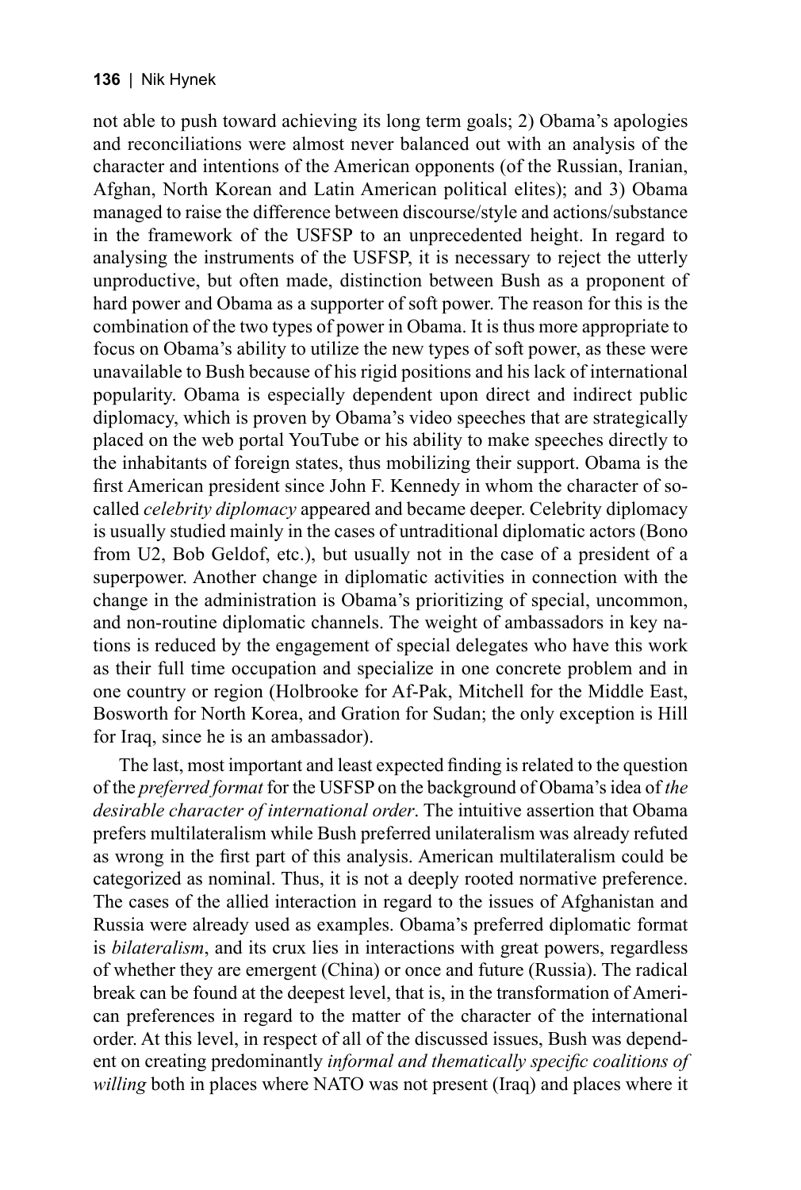not able to push toward achieving its long term goals; 2) Obama's apologies and reconciliations were almost never balanced out with an analysis of the character and intentions of the American opponents (of the Russian, Iranian, Afghan, North Korean and Latin American political elites); and 3) Obama managed to raise the difference between discourse/style and actions/substance in the framework of the USFSP to an unprecedented height. In regard to analysing the instruments of the USFSP, it is necessary to reject the utterly unproductive, but often made, distinction between Bush as a proponent of hard power and Obama as a supporter of soft power. The reason for this is the combination of the two types of power in Obama. It is thus more appropriate to focus on Obama's ability to utilize the new types of soft power, as these were unavailable to Bush because of his rigid positions and his lack of international popularity. Obama is especially dependent upon direct and indirect public diplomacy, which is proven by Obama's video speeches that are strategically placed on the web portal YouTube or his ability to make speeches directly to the inhabitants of foreign states, thus mobilizing their support. Obama is the first American president since John F. Kennedy in whom the character of so-called *celebrity diplomacy* appeared and became deeper. Celebrity diplomacy is usually studied mainly in the cases of untraditional diplomatic actors (Bono from U2, Bob Geldof, etc.), but usually not in the case of a president of a superpower. Another change in diplomatic activities in connection with the change in the administration is Obama's prioritizing of special, uncommon, and non-routine diplomatic channels. The weight of ambassadors in key nations is reduced by the engagement of special delegates who have this work as their full time occupation and specialize in one concrete problem and in one country or region (Holbrooke for Af-Pak, Mitchell for the Middle East, Bosworth for North Korea, and Gration for Sudan; the only exception is Hill for Iraq, since he is an ambassador).

The last, most important and least expected finding is related to the question of the *preferred format* for the USFSP on the background of Obama's idea of *the desirable character of international order*. The intuitive assertion that Obama prefers multilateralism while Bush preferred unilateralism was already refuted as wrong in the first part of this analysis. American multilateralism could be categorized as nominal. Thus, it is not a deeply rooted normative preference. The cases of the allied interaction in regard to the issues of Afghanistan and Russia were already used as examples. Obama's preferred diplomatic format is *bilateralism*, and its crux lies in interactions with great powers, regardless of whether they are emergent (China) or once and future (Russia). The radical break can be found at the deepest level, that is, in the transformation of American preferences in regard to the matter of the character of the international order. At this level, in respect of all of the discussed issues, Bush was dependent on creating predominantly *informal and thematically specific coalitions of willing* both in places where NATO was not present (Iraq) and places where it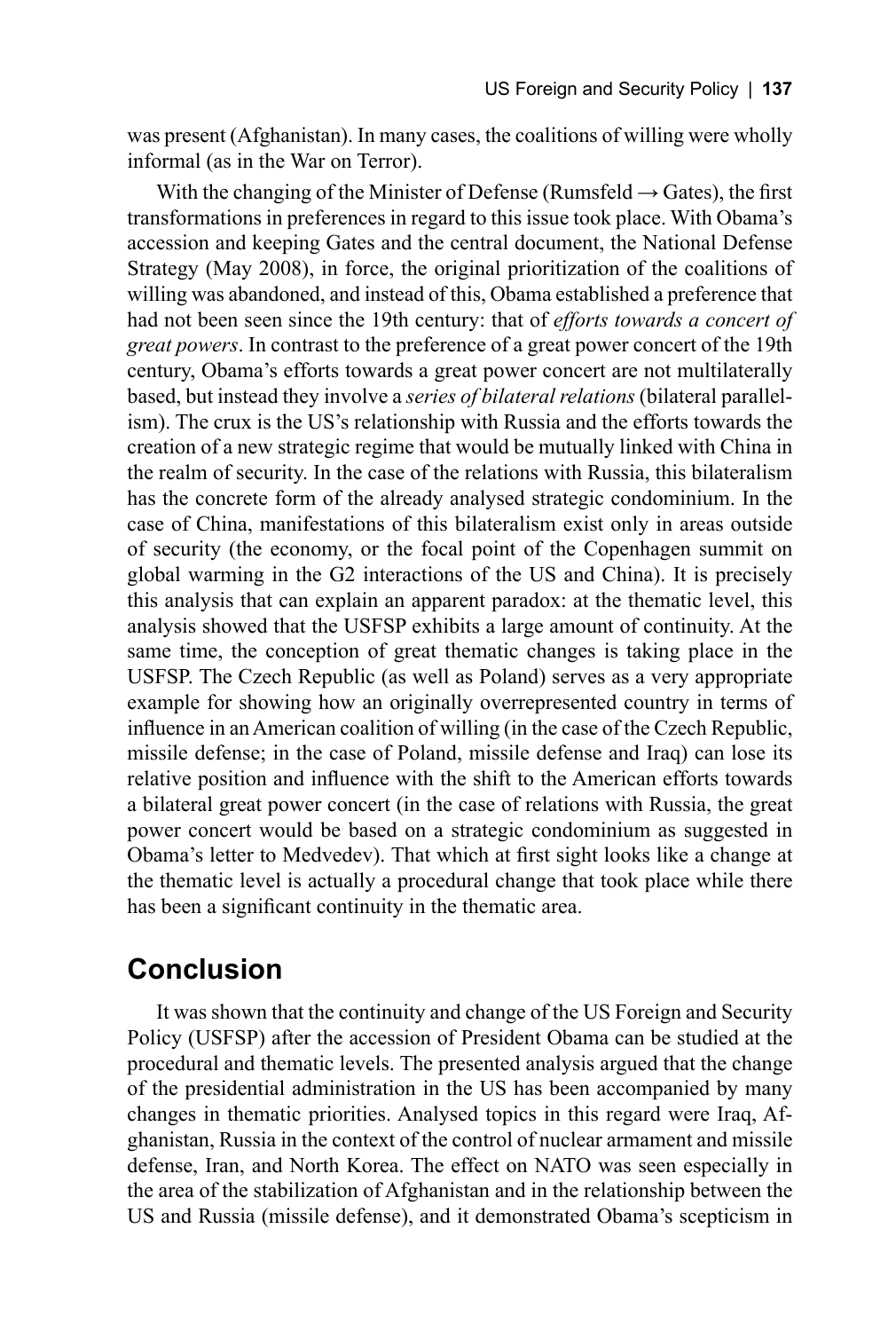was present (Afghanistan). In many cases, the coalitions of willing were wholly informal (as in the War on Terror).

With the changing of the Minister of Defense (Rumsfeld → Gates), the first transformations in preferences in regard to this issue took place. With Obama's accession and keeping Gates and the central document, the National Defense Strategy (May 2008), in force, the original prioritization of the coalitions of willing was abandoned, and instead of this, Obama established a preference that had not been seen since the 19th century: that of *efforts towards a concert of great powers*. In contrast to the preference of a great power concert of the 19th century, Obama's efforts towards a great power concert are not multilaterally based, but instead they involve a *series of bilateral relations* (bilateral parallelism). The crux is the US's relationship with Russia and the efforts towards the creation of a new strategic regime that would be mutually linked with China in the realm of security. In the case of the relations with Russia, this bilateralism has the concrete form of the already analysed strategic condominium. In the case of China, manifestations of this bilateralism exist only in areas outside of security (the economy, or the focal point of the Copenhagen summit on global warming in the G2 interactions of the US and China). It is precisely this analysis that can explain an apparent paradox: at the thematic level, this analysis showed that the USFSP exhibits a large amount of continuity. At the same time, the conception of great thematic changes is taking place in the USFSP. The Czech Republic (as well as Poland) serves as a very appropriate example for showing how an originally overrepresented country in terms of influence in an American coalition of willing (in the case of the Czech Republic, missile defense; in the case of Poland, missile defense and Iraq) can lose its relative position and influence with the shift to the American efforts towards a bilateral great power concert (in the case of relations with Russia, the great power concert would be based on a strategic condominium as suggested in Obama's letter to Medvedev). That which at first sight looks like a change at the thematic level is actually a procedural change that took place while there has been a significant continuity in the thematic area.

## Conclusion

It was shown that the continuity and change of the US Foreign and Security Policy (USFSP) after the accession of President Obama can be studied at the procedural and thematic levels. The presented analysis argued that the change of the presidential administration in the US has been accompanied by many changes in thematic priorities. Analysed topics in this regard were Iraq, Afghanistan, Russia in the context of the control of nuclear armament and missile defense, Iran, and North Korea. The effect on NATO was seen especially in the area of the stabilization of Afghanistan and in the relationship between the US and Russia (missile defense), and it demonstrated Obama's scepticism in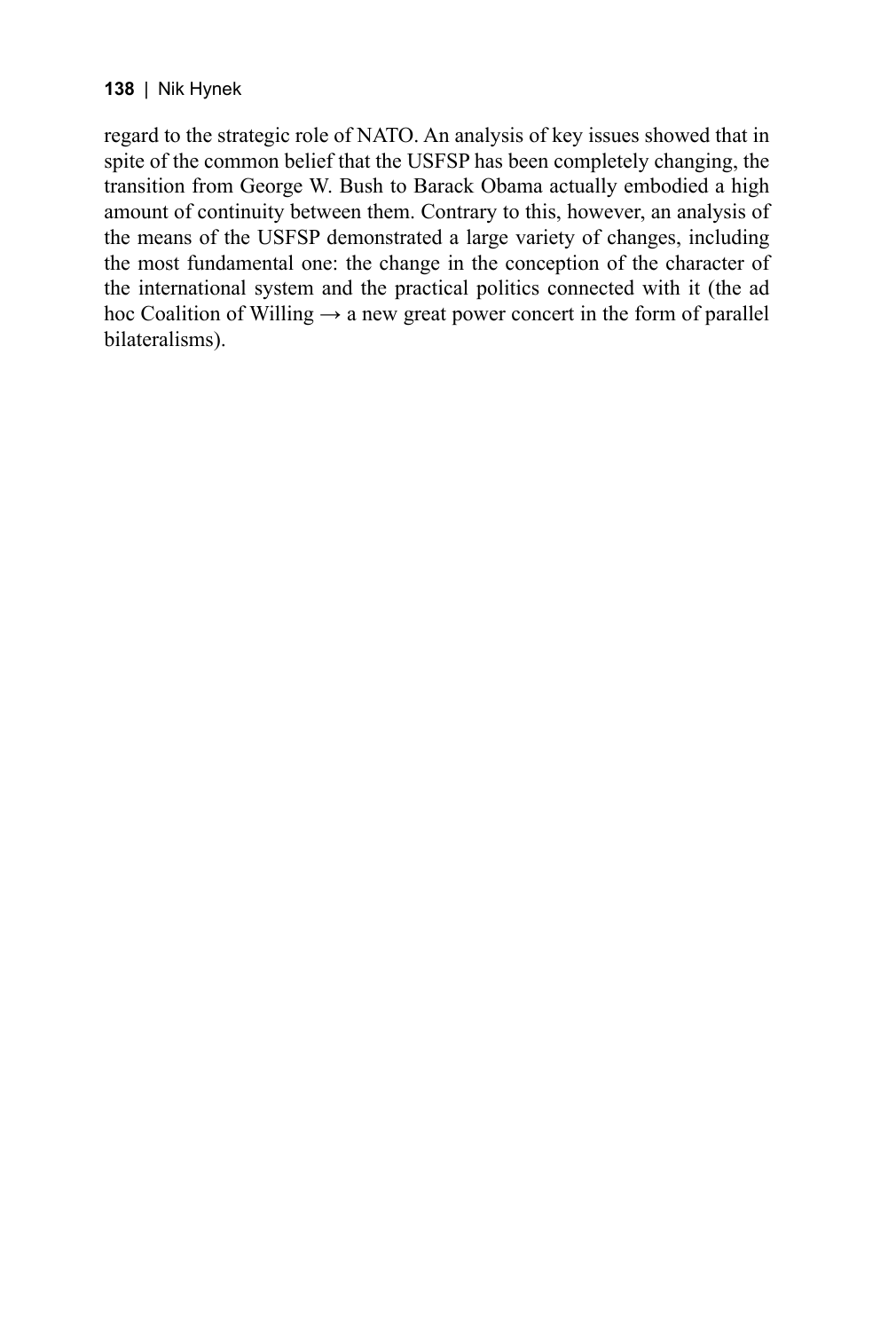regard to the strategic role of NATO. An analysis of key issues showed that in spite of the common belief that the USFSP has been completely changing, the transition from George W. Bush to Barack Obama actually embodied a high amount of continuity between them. Contrary to this, however, an analysis of the means of the USFSP demonstrated a large variety of changes, including the most fundamental one: the change in the conception of the character of the international system and the practical politics connected with it (the ad hoc Coalition of Willing → a new great power concert in the form of parallel bilateralisms).